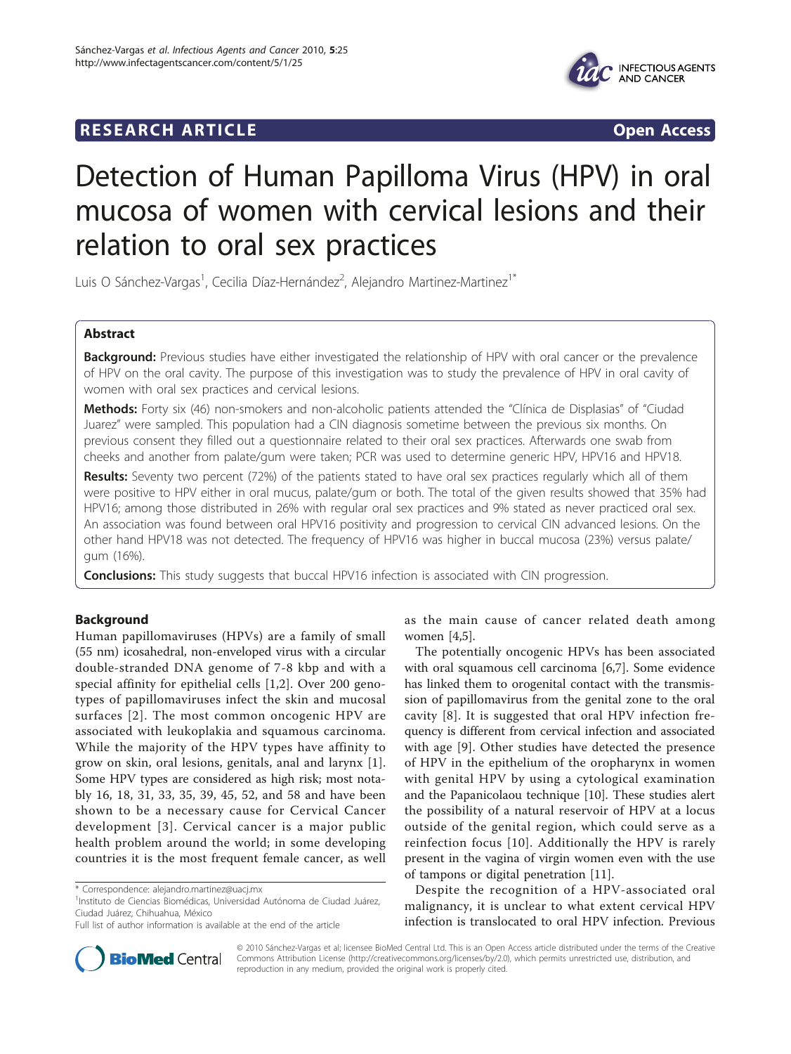RESEARCH ARTICLE Open Access

# Detection of Human Papilloma Virus (HPV) in oral mucosa of women with cervical lesions and their relation to oral sex practices

Luis O Sánchez-Vargas[1], Cecilia Díaz-Hernández[2], Alejandro Martinez-Martinez[1*]

## Abstract

**Background:** Previous studies have either investigated the relationship of HPV with oral cancer or the prevalence of HPV on the oral cavity. The purpose of this investigation was to study the prevalence of HPV in oral cavity of women with oral sex practices and cervical lesions.

**Methods:** Forty six (46) non-smokers and non-alcoholic patients attended the "Clínica de Displasias" of "Ciudad Juarez" were sampled. This population had a CIN diagnosis sometime between the previous six months. On previous consent they filled out a questionnaire related to their oral sex practices. Afterwards one swab from cheeks and another from palate/gum were taken; PCR was used to determine generic HPV, HPV16 and HPV18.

**Results:** Seventy two percent (72%) of the patients stated to have oral sex practices regularly which all of them were positive to HPV either in oral mucus, palate/gum or both. The total of the given results showed that 35% had HPV16; among those distributed in 26% with regular oral sex practices and 9% stated as never practiced oral sex. An association was found between oral HPV16 positivity and progression to cervical CIN advanced lesions. On the other hand HPV18 was not detected. The frequency of HPV16 was higher in buccal mucosa (23%) versus palate/gum (16%).

**Conclusions:** This study suggests that buccal HPV16 infection is associated with CIN progression.

## Background

Human papillomaviruses (HPVs) are a family of small (55 nm) icosahedral, non-enveloped virus with a circular double-stranded DNA genome of 7-8 kbp and with a special affinity for epithelial cells [1,2]. Over 200 genotypes of papillomaviruses infect the skin and mucosal surfaces [2]. The most common oncogenic HPV are associated with leukoplakia and squamous carcinoma. While the majority of the HPV types have affinity to grow on skin, oral lesions, genitals, anal and larynx [1]. Some HPV types are considered as high risk; most notably 16, 18, 31, 33, 35, 39, 45, 52, and 58 and have been shown to be a necessary cause for Cervical Cancer development [3]. Cervical cancer is a major public health problem around the world; in some developing countries it is the most frequent female cancer, as well as the main cause of cancer related death among women [4,5].

The potentially oncogenic HPVs has been associated with oral squamous cell carcinoma [6,7]. Some evidence has linked them to orogenital contact with the transmission of papillomavirus from the genital zone to the oral cavity [8]. It is suggested that oral HPV infection frequency is different from cervical infection and associated with age [9]. Other studies have detected the presence of HPV in the epithelium of the oropharynx in women with genital HPV by using a cytological examination and the Papanicolaou technique [10]. These studies alert the possibility of a natural reservoir of HPV at a locus outside of the genital region, which could serve as a reinfection focus [10]. Additionally the HPV is rarely present in the vagina of virgin women even with the use of tampons or digital penetration [11].

Despite the recognition of a HPV-associated oral malignancy, it is unclear to what extent cervical HPV infection is translocated to oral HPV infection. Previous

\* Correspondence: alejandro.martinez@uacj.mx
[1]Instituto de Ciencias Biomédicas, Universidad Autónoma de Ciudad Juárez, Ciudad Juárez, Chihuahua, México
Full list of author information is available at the end of the article

© 2010 Sánchez-Vargas et al; licensee BioMed Central Ltd. This is an Open Access article distributed under the terms of the Creative Commons Attribution License (http://creativecommons.org/licenses/by/2.0), which permits unrestricted use, distribution, and reproduction in any medium, provided the original work is properly cited.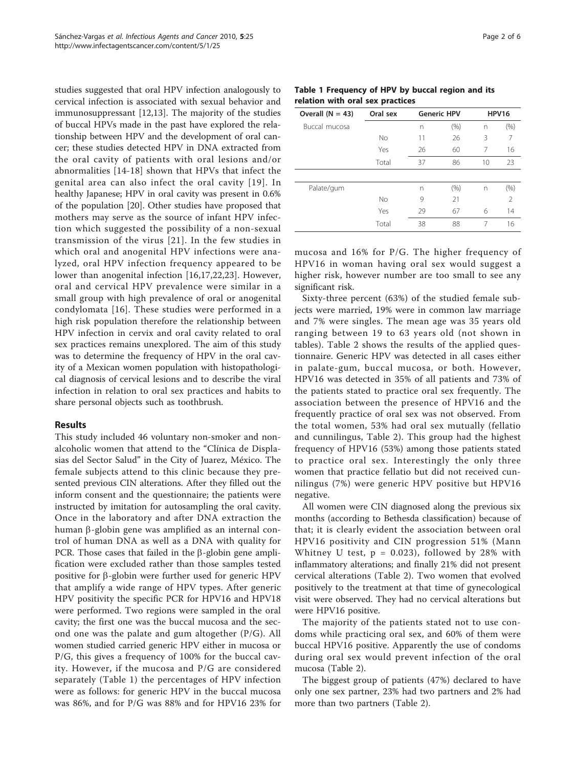studies suggested that oral HPV infection analogously to cervical infection is associated with sexual behavior and immunosuppressant [12,13]. The majority of the studies of buccal HPVs made in the past have explored the relationship between HPV and the development of oral cancer; these studies detected HPV in DNA extracted from the oral cavity of patients with oral lesions and/or abnormalities [14-18] shown that HPVs that infect the genital area can also infect the oral cavity [19]. In healthy Japanese; HPV in oral cavity was present in 0.6% of the population [20]. Other studies have proposed that mothers may serve as the source of infant HPV infection which suggested the possibility of a non-sexual transmission of the virus [21]. In the few studies in which oral and anogenital HPV infections were analyzed, oral HPV infection frequency appeared to be lower than anogenital infection [16,17,22,23]. However, oral and cervical HPV prevalence were similar in a small group with high prevalence of oral or anogenital condylomata [16]. These studies were performed in a high risk population therefore the relationship between HPV infection in cervix and oral cavity related to oral sex practices remains unexplored. The aim of this study was to determine the frequency of HPV in the oral cavity of a Mexican women population with histopathological diagnosis of cervical lesions and to describe the viral infection in relation to oral sex practices and habits to share personal objects such as toothbrush.

## Results

This study included 46 voluntary non-smoker and non-alcoholic women that attend to the "Clínica de Displasias del Sector Salud" in the City of Juarez, México. The female subjects attend to this clinic because they presented previous CIN alterations. After they filled out the inform consent and the questionnaire; the patients were instructed by imitation for autosampling the oral cavity. Once in the laboratory and after DNA extraction the human β-globin gene was amplified as an internal control of human DNA as well as a DNA with quality for PCR. Those cases that failed in the β-globin gene amplification were excluded rather than those samples tested positive for β-globin were further used for generic HPV that amplify a wide range of HPV types. After generic HPV positivity the specific PCR for HPV16 and HPV18 were performed. Two regions were sampled in the oral cavity; the first one was the buccal mucosa and the second one was the palate and gum altogether (P/G). All women studied carried generic HPV either in mucosa or P/G, this gives a frequency of 100% for the buccal cavity. However, if the mucosa and P/G are considered separately (Table 1) the percentages of HPV infection were as follows: for generic HPV in the buccal mucosa was 86%, and for P/G was 88% and for HPV16 23% for mucosa and 16% for P/G. The higher frequency of HPV16 in woman having oral sex would suggest a higher risk, however number are too small to see any significant risk.

**Table 1 Frequency of HPV by buccal region and its relation with oral sex practices**

| Overall (N = 43) | Oral sex | Generic HPV | | HPV16 | |
|---|---|---|---|---|---|
| Buccal mucosa | | n | (%) | n | (%) |
| | No | 11 | 26 | 3 | 7 |
| | Yes | 26 | 60 | 7 | 16 |
| | Total | 37 | 86 | 10 | 23 |
| Palate/gum | | n | (%) | n | (%) |
| | No | 9 | 21 | | 2 |
| | Yes | 29 | 67 | 6 | 14 |
| | Total | 38 | 88 | 7 | 16 |

Sixty-three percent (63%) of the studied female subjects were married, 19% were in common law marriage and 7% were singles. The mean age was 35 years old ranging between 19 to 63 years old (not shown in tables). Table 2 shows the results of the applied questionnaire. Generic HPV was detected in all cases either in palate-gum, buccal mucosa, or both. However, HPV16 was detected in 35% of all patients and 73% of the patients stated to practice oral sex frequently. The association between the presence of HPV16 and the frequently practice of oral sex was not observed. From the total women, 53% had oral sex mutually (fellatio and cunnilingus, Table 2). This group had the highest frequency of HPV16 (53%) among those patients stated to practice oral sex. Interestingly the only three women that practice fellatio but did not received cunnilingus (7%) were generic HPV positive but HPV16 negative.

All women were CIN diagnosed along the previous six months (according to Bethesda classification) because of that; it is clearly evident the association between oral HPV16 positivity and CIN progression 51% (Mann Whitney U test, $p = 0.023$), followed by 28% with inflammatory alterations; and finally 21% did not present cervical alterations (Table 2). Two women that evolved positively to the treatment at that time of gynecological visit were observed. They had no cervical alterations but were HPV16 positive.

The majority of the patients stated not to use condoms while practicing oral sex, and 60% of them were buccal HPV16 positive. Apparently the use of condoms during oral sex would prevent infection of the oral mucosa (Table 2).

The biggest group of patients (47%) declared to have only one sex partner, 23% had two partners and 2% had more than two partners (Table 2).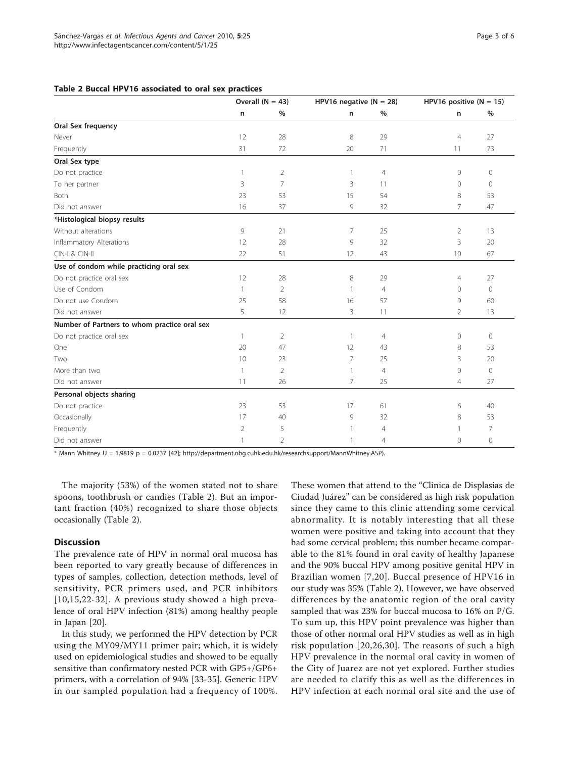**Table 2 Buccal HPV16 associated to oral sex practices**

| | Overall (N = 43) | | HPV16 negative (N = 28) | | HPV16 positive (N = 15) | |
|---|---|---|---|---|---|---|
| | n | % | n | % | n | % |
| **Oral Sex frequency** | | | | | | |
| Never | 12 | 28 | 8 | 29 | 4 | 27 |
| Frequently | 31 | 72 | 20 | 71 | 11 | 73 |
| **Oral Sex type** | | | | | | |
| Do not practice | 1 | 2 | 1 | 4 | 0 | 0 |
| To her partner | 3 | 7 | 3 | 11 | 0 | 0 |
| Both | 23 | 53 | 15 | 54 | 8 | 53 |
| Did not answer | 16 | 37 | 9 | 32 | 7 | 47 |
| ***Histological biopsy results** | | | | | | |
| Without alterations | 9 | 21 | 7 | 25 | 2 | 13 |
| Inflammatory Alterations | 12 | 28 | 9 | 32 | 3 | 20 |
| CIN-I & CIN-II | 22 | 51 | 12 | 43 | 10 | 67 |
| **Use of condom while practicing oral sex** | | | | | | |
| Do not practice oral sex | 12 | 28 | 8 | 29 | 4 | 27 |
| Use of Condom | 1 | 2 | 1 | 4 | 0 | 0 |
| Do not use Condom | 25 | 58 | 16 | 57 | 9 | 60 |
| Did not answer | 5 | 12 | 3 | 11 | 2 | 13 |
| **Number of Partners to whom practice oral sex** | | | | | | |
| Do not practice oral sex | 1 | 2 | 1 | 4 | 0 | 0 |
| One | 20 | 47 | 12 | 43 | 8 | 53 |
| Two | 10 | 23 | 7 | 25 | 3 | 20 |
| More than two | 1 | 2 | 1 | 4 | 0 | 0 |
| Did not answer | 11 | 26 | 7 | 25 | 4 | 27 |
| **Personal objects sharing** | | | | | | |
| Do not practice | 23 | 53 | 17 | 61 | 6 | 40 |
| Occasionally | 17 | 40 | 9 | 32 | 8 | 53 |
| Frequently | 2 | 5 | 1 | 4 | 1 | 7 |
| Did not answer | 1 | 2 | 1 | 4 | 0 | 0 |

* Mann Whitney U = 1.9819 p = 0.0237 [42]; http://department.obg.cuhk.edu.hk/researchsupport/MannWhitney.ASP).

The majority (53%) of the women stated not to share spoons, toothbrush or candies (Table 2). But an important fraction (40%) recognized to share those objects occasionally (Table 2).

## Discussion

The prevalence rate of HPV in normal oral mucosa has been reported to vary greatly because of differences in types of samples, collection, detection methods, level of sensitivity, PCR primers used, and PCR inhibitors [10,15,22-32]. A previous study showed a high prevalence of oral HPV infection (81%) among healthy people in Japan [20].

In this study, we performed the HPV detection by PCR using the MY09/MY11 primer pair; which, it is widely used on epidemiological studies and showed to be equally sensitive than confirmatory nested PCR with GP5+/GP6+ primers, with a correlation of 94% [33-35]. Generic HPV in our sampled population had a frequency of 100%. These women that attend to the "Clinica de Displasias de Ciudad Juárez" can be considered as high risk population since they came to this clinic attending some cervical abnormality. It is notably interesting that all these women were positive and taking into account that they had some cervical problem; this number became comparable to the 81% found in oral cavity of healthy Japanese and the 90% buccal HPV among positive genital HPV in Brazilian women [7,20]. Buccal presence of HPV16 in our study was 35% (Table 2). However, we have observed differences by the anatomic region of the oral cavity sampled that was 23% for buccal mucosa to 16% on P/G. To sum up, this HPV point prevalence was higher than those of other normal oral HPV studies as well as in high risk population [20,26,30]. The reasons of such a high HPV prevalence in the normal oral cavity in women of the City of Juarez are not yet explored. Further studies are needed to clarify this as well as the differences in HPV infection at each normal oral site and the use of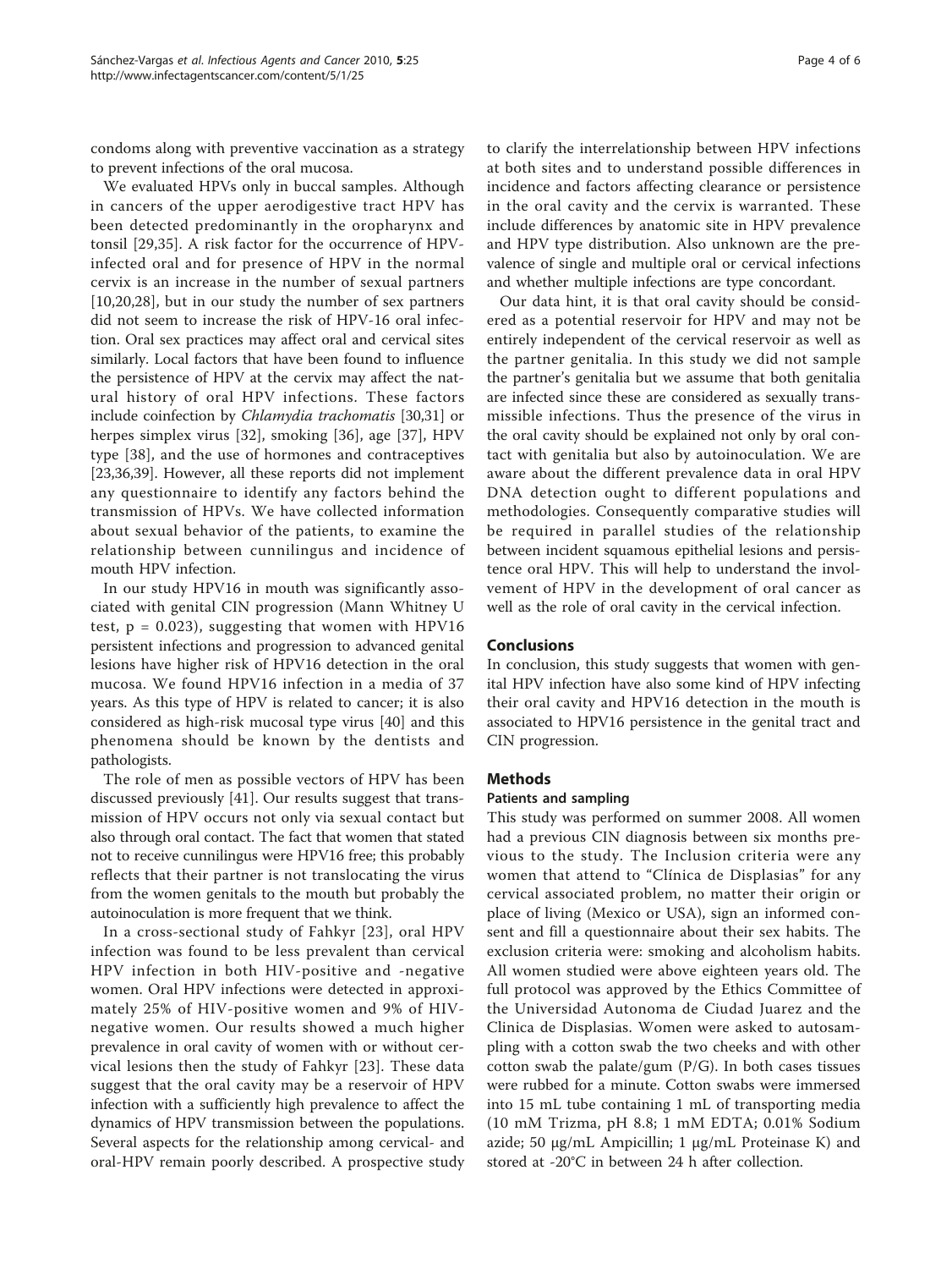condoms along with preventive vaccination as a strategy to prevent infections of the oral mucosa.

We evaluated HPVs only in buccal samples. Although in cancers of the upper aerodigestive tract HPV has been detected predominantly in the oropharynx and tonsil [29,35]. A risk factor for the occurrence of HPV-infected oral and for presence of HPV in the normal cervix is an increase in the number of sexual partners [10,20,28], but in our study the number of sex partners did not seem to increase the risk of HPV-16 oral infection. Oral sex practices may affect oral and cervical sites similarly. Local factors that have been found to influence the persistence of HPV at the cervix may affect the natural history of oral HPV infections. These factors include coinfection by *Chlamydia trachomatis* [30,31] or herpes simplex virus [32], smoking [36], age [37], HPV type [38], and the use of hormones and contraceptives [23,36,39]. However, all these reports did not implement any questionnaire to identify any factors behind the transmission of HPVs. We have collected information about sexual behavior of the patients, to examine the relationship between cunnilingus and incidence of mouth HPV infection.

In our study HPV16 in mouth was significantly associated with genital CIN progression (Mann Whitney U test, $p = 0.023$), suggesting that women with HPV16 persistent infections and progression to advanced genital lesions have higher risk of HPV16 detection in the oral mucosa. We found HPV16 infection in a media of 37 years. As this type of HPV is related to cancer; it is also considered as high-risk mucosal type virus [40] and this phenomena should be known by the dentists and pathologists.

The role of men as possible vectors of HPV has been discussed previously [41]. Our results suggest that transmission of HPV occurs not only via sexual contact but also through oral contact. The fact that women that stated not to receive cunnilingus were HPV16 free; this probably reflects that their partner is not translocating the virus from the women genitals to the mouth but probably the autoinoculation is more frequent that we think.

In a cross-sectional study of Fahkyr [23], oral HPV infection was found to be less prevalent than cervical HPV infection in both HIV-positive and -negative women. Oral HPV infections were detected in approximately 25% of HIV-positive women and 9% of HIV-negative women. Our results showed a much higher prevalence in oral cavity of women with or without cervical lesions then the study of Fahkyr [23]. These data suggest that the oral cavity may be a reservoir of HPV infection with a sufficiently high prevalence to affect the dynamics of HPV transmission between the populations. Several aspects for the relationship among cervical- and oral-HPV remain poorly described. A prospective study to clarify the interrelationship between HPV infections at both sites and to understand possible differences in incidence and factors affecting clearance or persistence in the oral cavity and the cervix is warranted. These include differences by anatomic site in HPV prevalence and HPV type distribution. Also unknown are the prevalence of single and multiple oral or cervical infections and whether multiple infections are type concordant.

Our data hint, it is that oral cavity should be considered as a potential reservoir for HPV and may not be entirely independent of the cervical reservoir as well as the partner genitalia. In this study we did not sample the partner's genitalia but we assume that both genitalia are infected since these are considered as sexually transmissible infections. Thus the presence of the virus in the oral cavity should be explained not only by oral contact with genitalia but also by autoinoculation. We are aware about the different prevalence data in oral HPV DNA detection ought to different populations and methodologies. Consequently comparative studies will be required in parallel studies of the relationship between incident squamous epithelial lesions and persistence oral HPV. This will help to understand the involvement of HPV in the development of oral cancer as well as the role of oral cavity in the cervical infection.

## Conclusions

In conclusion, this study suggests that women with genital HPV infection have also some kind of HPV infecting their oral cavity and HPV16 detection in the mouth is associated to HPV16 persistence in the genital tract and CIN progression.

## Methods

### Patients and sampling

This study was performed on summer 2008. All women had a previous CIN diagnosis between six months previous to the study. The Inclusion criteria were any women that attend to "Clínica de Displasias" for any cervical associated problem, no matter their origin or place of living (Mexico or USA), sign an informed consent and fill a questionnaire about their sex habits. The exclusion criteria were: smoking and alcoholism habits. All women studied were above eighteen years old. The full protocol was approved by the Ethics Committee of the Universidad Autonoma de Ciudad Juarez and the Clinica de Displasias. Women were asked to autosampling with a cotton swab the two cheeks and with other cotton swab the palate/gum (P/G). In both cases tissues were rubbed for a minute. Cotton swabs were immersed into 15 mL tube containing 1 mL of transporting media (10 mM Trizma, pH 8.8; 1 mM EDTA; 0.01% Sodium azide; 50 μg/mL Ampicillin; 1 μg/mL Proteinase K) and stored at -20°C in between 24 h after collection.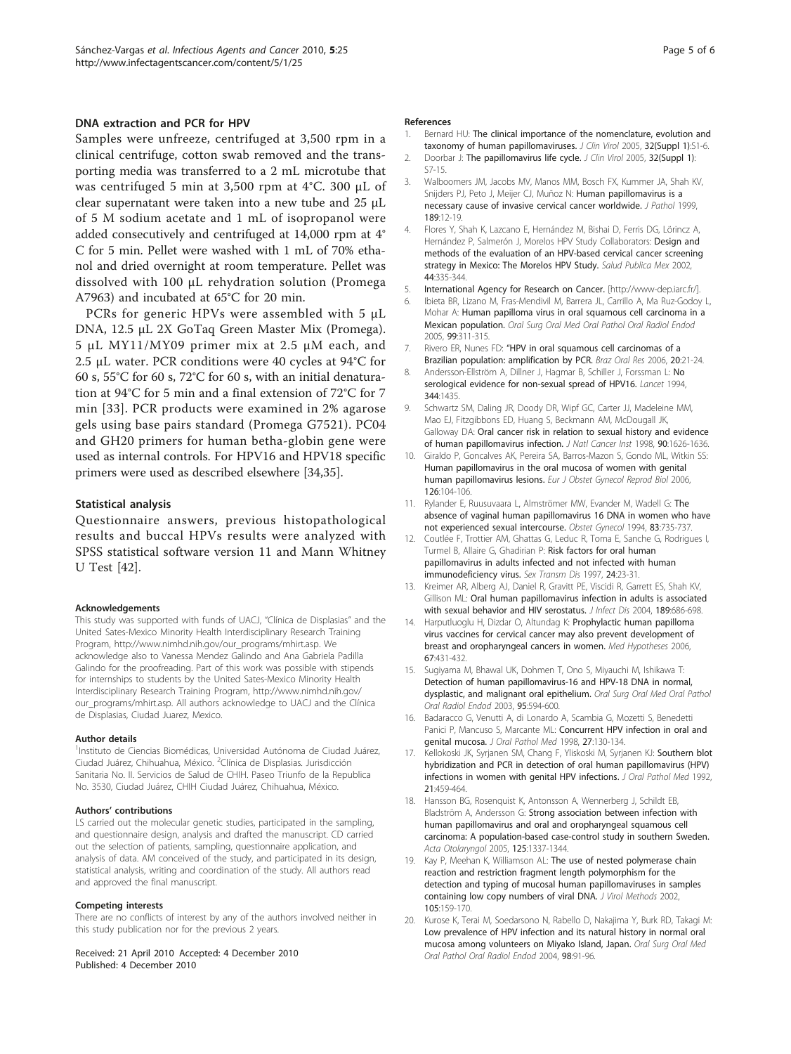### DNA extraction and PCR for HPV

Samples were unfreeze, centrifuged at 3,500 rpm in a clinical centrifuge, cotton swab removed and the transporting media was transferred to a 2 mL microtube that was centrifuged 5 min at 3,500 rpm at 4°C. 300 μL of clear supernatant were taken into a new tube and 25 μL of 5 M sodium acetate and 1 mL of isopropanol were added consecutively and centrifuged at 14,000 rpm at 4° C for 5 min. Pellet were washed with 1 mL of 70% ethanol and dried overnight at room temperature. Pellet was dissolved with 100 μL rehydration solution (Promega A7963) and incubated at 65°C for 20 min.

PCRs for generic HPVs were assembled with 5 μL DNA, 12.5 μL 2X GoTaq Green Master Mix (Promega). 5 μL MY11/MY09 primer mix at 2.5 μM each, and 2.5 μL water. PCR conditions were 40 cycles at 94°C for 60 s, 55°C for 60 s, 72°C for 60 s, with an initial denaturation at 94°C for 5 min and a final extension of 72°C for 7 min [33]. PCR products were examined in 2% agarose gels using base pairs standard (Promega G7521). PC04 and GH20 primers for human betha-globin gene were used as internal controls. For HPV16 and HPV18 specific primers were used as described elsewhere [34,35].

### Statistical analysis

Questionnaire answers, previous histopathological results and buccal HPVs results were analyzed with SPSS statistical software version 11 and Mann Whitney U Test [42].

#### Acknowledgements

This study was supported with funds of UACJ, "Clínica de Displasias" and the United Sates-Mexico Minority Health Interdisciplinary Research Training Program, http://www.nimhd.nih.gov/our_programs/mhirt.asp. We acknowledge also to Vanessa Mendez Galindo and Ana Gabriela Padilla Galindo for the proofreading. Part of this work was possible with stipends for internships to students by the United Sates-Mexico Minority Health Interdisciplinary Research Training Program, http://www.nimhd.nih.gov/our_programs/mhirt.asp. All authors acknowledge to UACJ and the Clínica de Displasias, Ciudad Juarez, Mexico.

#### Author details

[1]Instituto de Ciencias Biomédicas, Universidad Autónoma de Ciudad Juárez, Ciudad Juárez, Chihuahua, México. [2]Clínica de Displasias. Jurisdicción Sanitaria No. II. Servicios de Salud de CHIH. Paseo Triunfo de la Republica No. 3530, Ciudad Juárez, CHIH Ciudad Juárez, Chihuahua, México.

#### Authors' contributions

LS carried out the molecular genetic studies, participated in the sampling, and questionnaire design, analysis and drafted the manuscript. CD carried out the selection of patients, sampling, questionnaire application, and analysis of data. AM conceived of the study, and participated in its design, statistical analysis, writing and coordination of the study. All authors read and approved the final manuscript.

#### Competing interests

There are no conflicts of interest by any of the authors involved neither in this study publication nor for the previous 2 years.

Received: 21 April 2010 Accepted: 4 December 2010
Published: 4 December 2010

#### References

1. Bernard HU: **The clinical importance of the nomenclature, evolution and taxonomy of human papillomaviruses.** *J Clin Virol* 2005, **32(Suppl 1)**:S1-6.
2. Doorbar J: **The papillomavirus life cycle.** *J Clin Virol* 2005, **32(Suppl 1)**: S7-15.
3. Walboomers JM, Jacobs MV, Manos MM, Bosch FX, Kummer JA, Shah KV, Snijders PJ, Peto J, Meijer CJ, Muñoz N: **Human papillomavirus is a necessary cause of invasive cervical cancer worldwide.** *J Pathol* 1999, **189**:12-19.
4. Flores Y, Shah K, Lazcano E, Hernández M, Bishai D, Ferris DG, Lörincz A, Hernández P, Salmerón J, Morelos HPV Study Collaborators: **Design and methods of the evaluation of an HPV-based cervical cancer screening strategy in Mexico: The Morelos HPV Study.** *Salud Publica Mex* 2002, **44**:335-344.
5. **International Agency for Research on Cancer.** [http://www-dep.iarc.fr/].
6. Ibieta BR, Lizano M, Fras-Mendivil M, Barrera JL, Carrillo A, Ma Ruz-Godoy L, Mohar A: **Human papilloma virus in oral squamous cell carcinoma in a Mexican population.** *Oral Surg Oral Med Oral Pathol Oral Radiol Endod* 2005, **99**:311-315.
7. Rivero ER, Nunes FD: **"HPV in oral squamous cell carcinomas of a Brazilian population: amplification by PCR.** *Braz Oral Res* 2006, **20**:21-24.
8. Andersson-Ellström A, Dillner J, Hagmar B, Schiller J, Forssman L: **No serological evidence for non-sexual spread of HPV16.** *Lancet* 1994, **344**:1435.
9. Schwartz SM, Daling JR, Doody DR, Wipf GC, Carter JJ, Madeleine MM, Mao EJ, Fitzgibbons ED, Huang S, Beckmann AM, McDougall JK, Galloway DA: **Oral cancer risk in relation to sexual history and evidence of human papillomavirus infection.** *J Natl Cancer Inst* 1998, **90**:1626-1636.
10. Giraldo P, Goncalves AK, Pereira SA, Barros-Mazon S, Gondo ML, Witkin SS: **Human papillomavirus in the oral mucosa of women with genital human papillomavirus lesions.** *Eur J Obstet Gynecol Reprod Biol* 2006, **126**:104-106.
11. Rylander E, Ruusuvaara L, Almströmer MW, Evander M, Wadell G: **The absence of vaginal human papillomavirus 16 DNA in women who have not experienced sexual intercourse.** *Obstet Gynecol* 1994, **83**:735-737.
12. Coutlée F, Trottier AM, Ghattas G, Leduc R, Toma E, Sanche G, Rodrigues I, Turmel B, Allaire G, Ghadirian P: **Risk factors for oral human papillomavirus in adults infected and not infected with human immunodeficiency virus.** *Sex Transm Dis* 1997, **24**:23-31.
13. Kreimer AR, Alberg AJ, Daniel R, Gravitt PE, Viscidi R, Garrett ES, Shah KV, Gillison ML: **Oral human papillomavirus infection in adults is associated with sexual behavior and HIV serostatus.** *J Infect Dis* 2004, **189**:686-698.
14. Harputluoglu H, Dizdar O, Altundag K: **Prophylactic human papilloma virus vaccines for cervical cancer may also prevent development of breast and oropharyngeal cancers in women.** *Med Hypotheses* 2006, **67**:431-432.
15. Sugiyama M, Bhawal UK, Dohmen T, Ono S, Miyauchi M, Ishikawa T: **Detection of human papillomavirus-16 and HPV-18 DNA in normal, dysplastic, and malignant oral epithelium.** *Oral Surg Oral Med Oral Pathol Oral Radiol Endod* 2003, **95**:594-600.
16. Badaracco G, Venutti A, di Lonardo A, Scambia G, Mozetti S, Benedetti Panici P, Mancuso S, Marcante ML: **Concurrent HPV infection in oral and genital mucosa.** *J Oral Pathol Med* 1998, **27**:130-134.
17. Kellokoski JK, Syrjanen SM, Chang F, Yliskoski M, Syrjanen KJ: **Southern blot hybridization and PCR in detection of oral human papillomavirus (HPV) infections in women with genital HPV infections.** *J Oral Pathol Med* 1992, **21**:459-464.
18. Hansson BG, Rosenquist K, Antonsson A, Wennerberg J, Schildt EB, Bladström A, Andersson G: **Strong association between infection with human papillomavirus and oral and oropharyngeal squamous cell carcinoma: A population-based case-control study in southern Sweden.** *Acta Otolaryngol* 2005, **125**:1337-1344.
19. Kay P, Meehan K, Williamson AL: **The use of nested polymerase chain reaction and restriction fragment length polymorphism for the detection and typing of mucosal human papillomaviruses in samples containing low copy numbers of viral DNA.** *J Virol Methods* 2002, **105**:159-170.
20. Kurose K, Terai M, Soedarsono N, Rabello D, Nakajima Y, Burk RD, Takagi M: **Low prevalence of HPV infection and its natural history in normal oral mucosa among volunteers on Miyako Island, Japan.** *Oral Surg Oral Med Oral Pathol Oral Radiol Endod* 2004, **98**:91-96.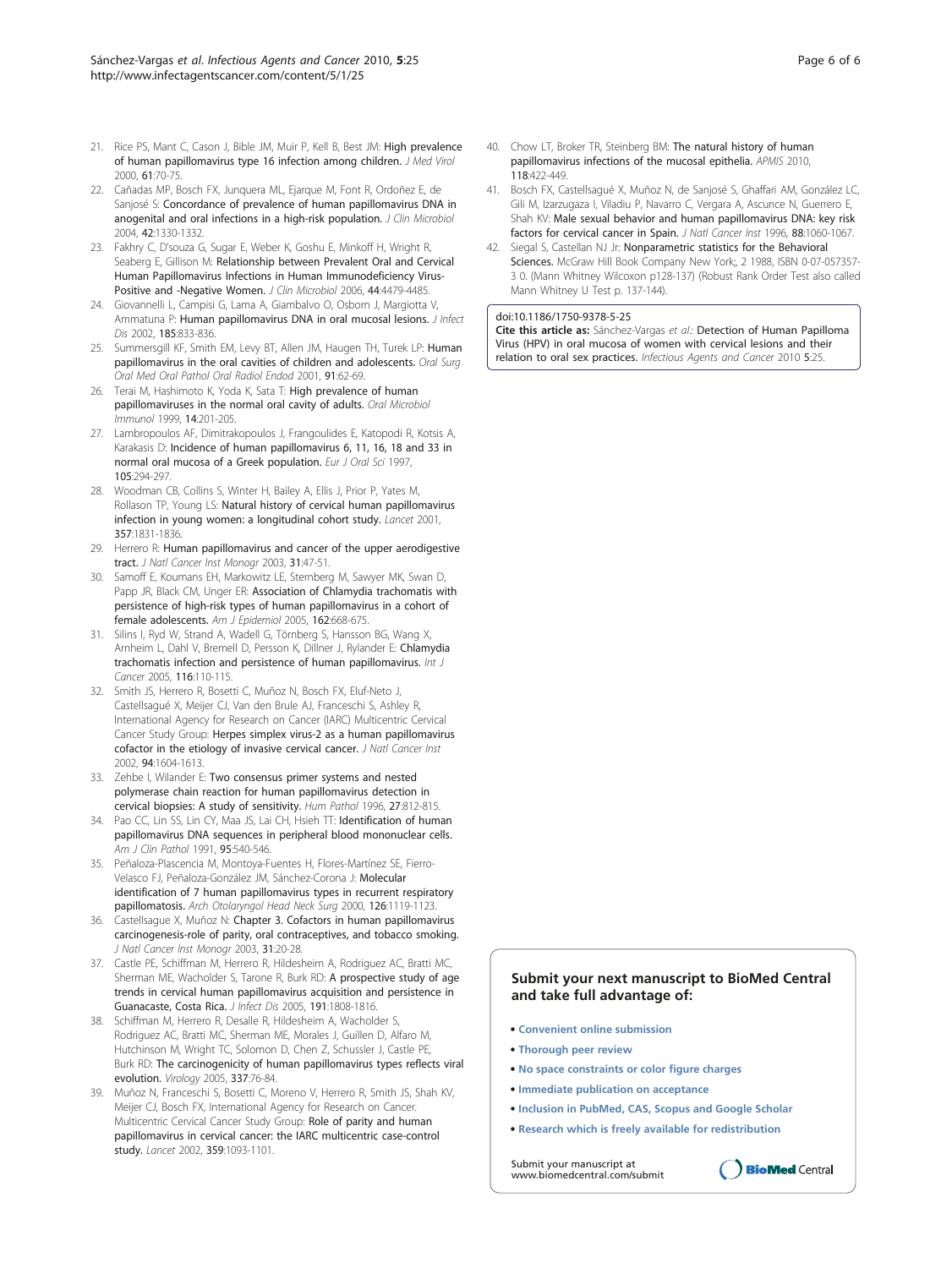21. Rice PS, Mant C, Cason J, Bible JM, Muir P, Kell B, Best JM: **High prevalence of human papillomavirus type 16 infection among children.** *J Med Virol* 2000, **61**:70-75.
22. Cañadas MP, Bosch FX, Junquera ML, Ejarque M, Font R, Ordoñez E, de Sanjosé S: **Concordance of prevalence of human papillomavirus DNA in anogenital and oral infections in a high-risk population.** *J Clin Microbiol* 2004, **42**:1330-1332.
23. Fakhry C, D'souza G, Sugar E, Weber K, Goshu E, Minkoff H, Wright R, Seaberg E, Gillison M: **Relationship between Prevalent Oral and Cervical Human Papillomavirus Infections in Human Immunodeficiency Virus-Positive and -Negative Women.** *J Clin Microbiol* 2006, **44**:4479-4485.
24. Giovannelli L, Campisi G, Lama A, Giambalvo O, Osborn J, Margiotta V, Ammatuna P: **Human papillomavirus DNA in oral mucosal lesions.** *J Infect Dis* 2002, **185**:833-836.
25. Summersgill KF, Smith EM, Levy BT, Allen JM, Haugen TH, Turek LP: **Human papillomavirus in the oral cavities of children and adolescents.** *Oral Surg Oral Med Oral Pathol Oral Radiol Endod* 2001, **91**:62-69.
26. Terai M, Hashimoto K, Yoda K, Sata T: **High prevalence of human papillomaviruses in the normal oral cavity of adults.** *Oral Microbiol Immunol* 1999, **14**:201-205.
27. Lambropoulos AF, Dimitrakopoulos J, Frangoulides E, Katopodi R, Kotsis A, Karakasis D: **Incidence of human papillomavirus 6, 11, 16, 18 and 33 in normal oral mucosa of a Greek population.** *Eur J Oral Sci* 1997, **105**:294-297.
28. Woodman CB, Collins S, Winter H, Bailey A, Ellis J, Prior P, Yates M, Rollason TP, Young LS: **Natural history of cervical human papillomavirus infection in young women: a longitudinal cohort study.** *Lancet* 2001, **357**:1831-1836.
29. Herrero R: **Human papillomavirus and cancer of the upper aerodigestive tract.** *J Natl Cancer Inst Monogr* 2003, **31**:47-51.
30. Samoff E, Koumans EH, Markowitz LE, Sternberg M, Sawyer MK, Swan D, Papp JR, Black CM, Unger ER: **Association of Chlamydia trachomatis with persistence of high-risk types of human papillomavirus in a cohort of female adolescents.** *Am J Epidemiol* 2005, **162**:668-675.
31. Silins I, Ryd W, Strand A, Wadell G, Törnberg S, Hansson BG, Wang X, Arnheim L, Dahl V, Bremell D, Persson K, Dillner J, Rylander E: **Chlamydia trachomatis infection and persistence of human papillomavirus.** *Int J Cancer* 2005, **116**:110-115.
32. Smith JS, Herrero R, Bosetti C, Muñoz N, Bosch FX, Eluf-Neto J, Castellsagué X, Meijer CJ, Van den Brule AJ, Franceschi S, Ashley R, International Agency for Research on Cancer (IARC) Multicentric Cervical Cancer Study Group: **Herpes simplex virus-2 as a human papillomavirus cofactor in the etiology of invasive cervical cancer.** *J Natl Cancer Inst* 2002, **94**:1604-1613.
33. Zehbe I, Wilander E: **Two consensus primer systems and nested polymerase chain reaction for human papillomavirus detection in cervical biopsies: A study of sensitivity.** *Hum Pathol* 1996, **27**:812-815.
34. Pao CC, Lin SS, Lin CY, Maa JS, Lai CH, Hsieh TT: **Identification of human papillomavirus DNA sequences in peripheral blood mononuclear cells.** *Am J Clin Pathol* 1991, **95**:540-546.
35. Peñaloza-Plascencia M, Montoya-Fuentes H, Flores-Martínez SE, Fierro-Velasco FJ, Peñaloza-González JM, Sánchez-Corona J: **Molecular identification of 7 human papillomavirus types in recurrent respiratory papillomatosis.** *Arch Otolaryngol Head Neck Surg* 2000, **126**:1119-1123.
36. Castellsague X, Muñoz N: **Chapter 3. Cofactors in human papillomavirus carcinogenesis-role of parity, oral contraceptives, and tobacco smoking.** *J Natl Cancer Inst Monogr* 2003, **31**:20-28.
37. Castle PE, Schiffman M, Herrero R, Hildesheim A, Rodriguez AC, Bratti MC, Sherman ME, Wacholder S, Tarone R, Burk RD: **A prospective study of age trends in cervical human papillomavirus acquisition and persistence in Guanacaste, Costa Rica.** *J Infect Dis* 2005, **191**:1808-1816.
38. Schiffman M, Herrero R, Desalle R, Hildesheim A, Wacholder S, Rodriguez AC, Bratti MC, Sherman ME, Morales J, Guillen D, Alfaro M, Hutchinson M, Wright TC, Solomon D, Chen Z, Schussler J, Castle PE, Burk RD: **The carcinogenicity of human papillomavirus types reflects viral evolution.** *Virology* 2005, **337**:76-84.
39. Muñoz N, Franceschi S, Bosetti C, Moreno V, Herrero R, Smith JS, Shah KV, Meijer CJ, Bosch FX, International Agency for Research on Cancer. Multicentric Cervical Cancer Study Group: **Role of parity and human papillomavirus in cervical cancer: the IARC multicentric case-control study.** *Lancet* 2002, **359**:1093-1101.
40. Chow LT, Broker TR, Steinberg BM: **The natural history of human papillomavirus infections of the mucosal epithelia.** *APMIS* 2010, **118**:422-449.
41. Bosch FX, Castellsagué X, Muñoz N, de Sanjosé S, Ghaffari AM, González LC, Gili M, Izarzugaza I, Viladiu P, Navarro C, Vergara A, Ascunce N, Guerrero E, Shah KV: **Male sexual behavior and human papillomavirus DNA: key risk factors for cervical cancer in Spain.** *J Natl Cancer Inst* 1996, **88**:1060-1067.
42. Siegal S, Castellan NJ Jr: **Nonparametric statistics for the Behavioral Sciences.** McGraw Hill Book Company New York;, 2 1988, ISBN 0-07-057357-3 0. (Mann Whitney Wilcoxon p128-137) (Robust Rank Order Test also called Mann Whitney U Test p. 137-144).

doi:10.1186/1750-9378-5-25

**Cite this article as:** Sánchez-Vargas *et al.*: Detection of Human Papilloma Virus (HPV) in oral mucosa of women with cervical lesions and their relation to oral sex practices. *Infectious Agents and Cancer* 2010 **5**:25.

**Submit your next manuscript to BioMed Central and take full advantage of:**

- Convenient online submission
- Thorough peer review
- No space constraints or color figure charges
- Immediate publication on acceptance
- Inclusion in PubMed, CAS, Scopus and Google Scholar
- Research which is freely available for redistribution

Submit your manuscript at www.biomedcentral.com/submit

BioMed Central